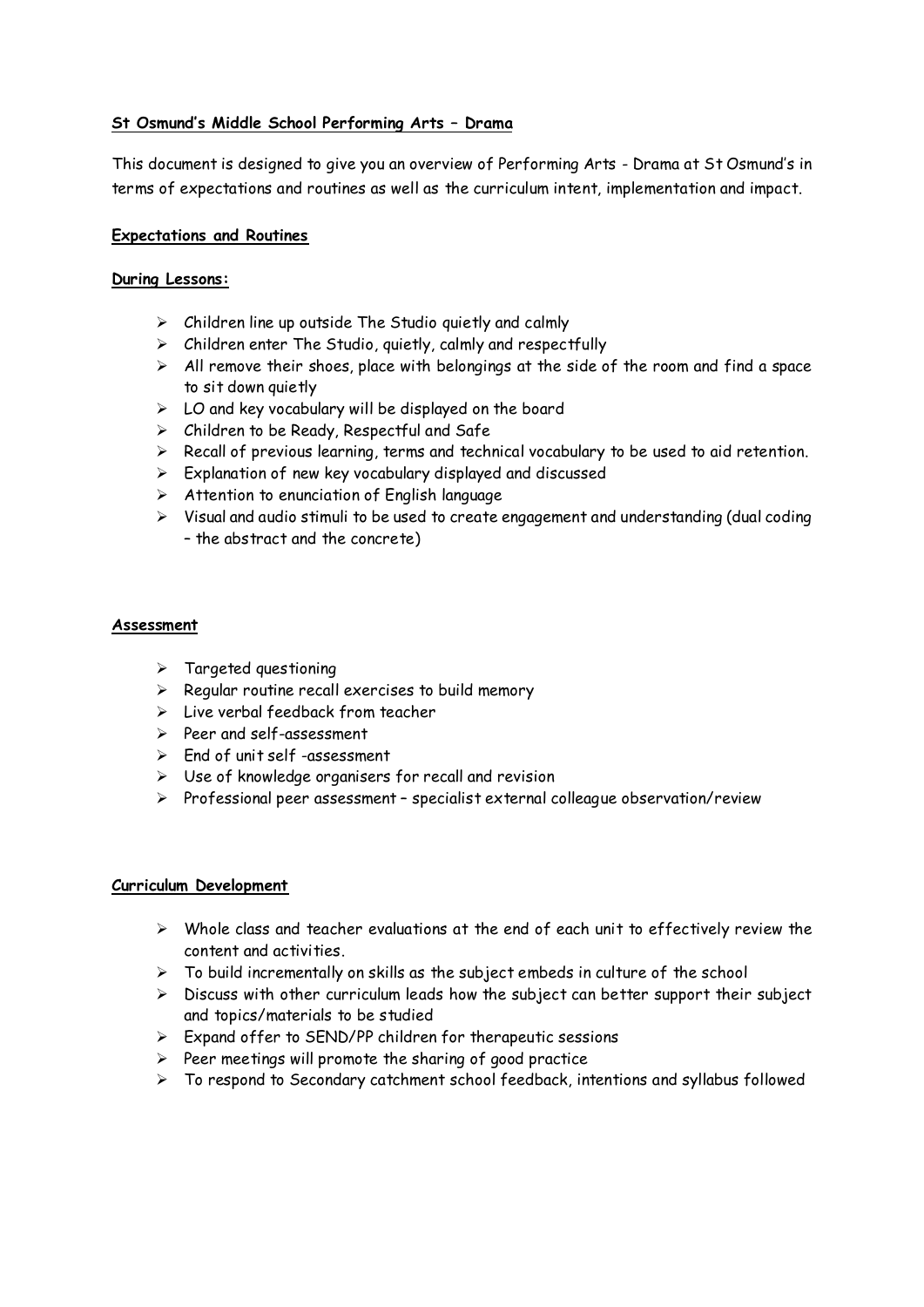# St Osmund's Middle School Performing Arts – Drama

This document is designed to give you an overview of Performing Arts - Drama at St Osmund's in terms of expectations and routines as well as the curriculum intent, implementation and impact.

## Expectations and Routines

### During Lessons:

- Children line up outside The Studio quietly and calmly
- Children enter The Studio, quietly, calmly and respectfully
- All remove their shoes, place with belongings at the side of the room and find a space to sit down quietly
- LO and key vocabulary will be displayed on the board
- Children to be Ready, Respectful and Safe
- Recall of previous learning, terms and technical vocabulary to be used to aid retention.
- Explanation of new key vocabulary displayed and discussed
- Attention to enunciation of English language
- Visual and audio stimuli to be used to create engagement and understanding (dual coding – the abstract and the concrete)

## Assessment

- Targeted questioning
- Regular routine recall exercises to build memory
- Live verbal feedback from teacher
- Peer and self-assessment
- End of unit self -assessment
- Use of knowledge organisers for recall and revision
- Professional peer assessment – specialist external colleague observation/review

## Curriculum Development

- Whole class and teacher evaluations at the end of each unit to effectively review the content and activities.
- To build incrementally on skills as the subject embeds in culture of the school
- Discuss with other curriculum leads how the subject can better support their subject and topics/materials to be studied
- Expand offer to SEND/PP children for therapeutic sessions
- Peer meetings will promote the sharing of good practice
- To respond to Secondary catchment school feedback, intentions and syllabus followed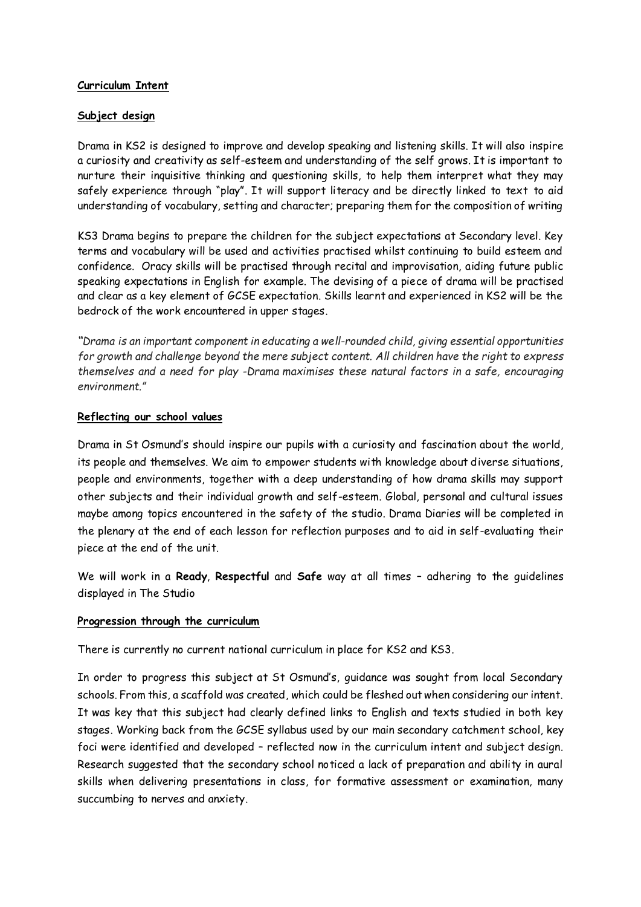**Curriculum Intent**

**Subject design**

Drama in KS2 is designed to improve and develop speaking and listening skills. It will also inspire a curiosity and creativity as self-esteem and understanding of the self grows. It is important to nurture their inquisitive thinking and questioning skills, to help them interpret what they may safely experience through "play". It will support literacy and be directly linked to text to aid understanding of vocabulary, setting and character; preparing them for the composition of writing

KS3 Drama begins to prepare the children for the subject expectations at Secondary level. Key terms and vocabulary will be used and activities practised whilst continuing to build esteem and confidence. Oracy skills will be practised through recital and improvisation, aiding future public speaking expectations in English for example. The devising of a piece of drama will be practised and clear as a key element of GCSE expectation. Skills learnt and experienced in KS2 will be the bedrock of the work encountered in upper stages.

*"Drama is an important component in educating a well-rounded child, giving essential opportunities for growth and challenge beyond the mere subject content. All children have the right to express themselves and a need for play -Drama maximises these natural factors in a safe, encouraging environment."*

**Reflecting our school values**

Drama in St Osmund's should inspire our pupils with a curiosity and fascination about the world, its people and themselves. We aim to empower students with knowledge about diverse situations, people and environments, together with a deep understanding of how drama skills may support other subjects and their individual growth and self-esteem. Global, personal and cultural issues maybe among topics encountered in the safety of the studio. Drama Diaries will be completed in the plenary at the end of each lesson for reflection purposes and to aid in self-evaluating their piece at the end of the unit.

We will work in a **Ready**, **Respectful** and **Safe** way at all times – adhering to the guidelines displayed in The Studio

**Progression through the curriculum**

There is currently no current national curriculum in place for KS2 and KS3.

In order to progress this subject at St Osmund's, guidance was sought from local Secondary schools. From this, a scaffold was created, which could be fleshed out when considering our intent. It was key that this subject had clearly defined links to English and texts studied in both key stages. Working back from the GCSE syllabus used by our main secondary catchment school, key foci were identified and developed – reflected now in the curriculum intent and subject design. Research suggested that the secondary school noticed a lack of preparation and ability in aural skills when delivering presentations in class, for formative assessment or examination, many succumbing to nerves and anxiety.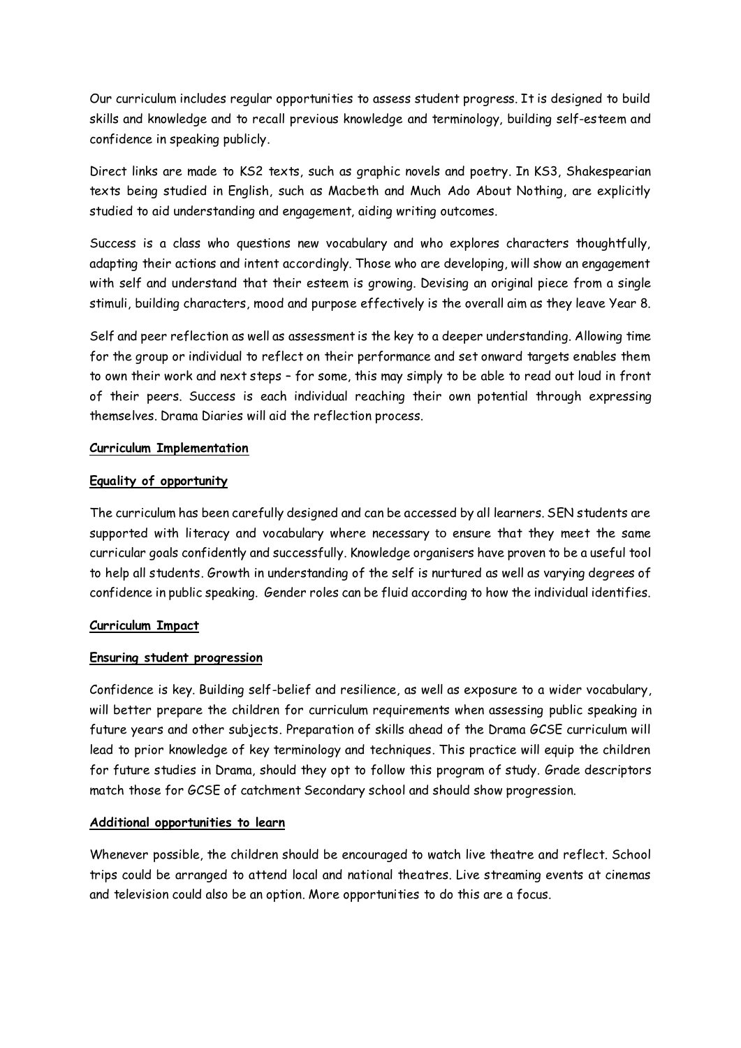Our curriculum includes regular opportunities to assess student progress. It is designed to build skills and knowledge and to recall previous knowledge and terminology, building self-esteem and confidence in speaking publicly.

Direct links are made to KS2 texts, such as graphic novels and poetry. In KS3, Shakespearian texts being studied in English, such as Macbeth and Much Ado About Nothing, are explicitly studied to aid understanding and engagement, aiding writing outcomes.

Success is a class who questions new vocabulary and who explores characters thoughtfully, adapting their actions and intent accordingly. Those who are developing, will show an engagement with self and understand that their esteem is growing. Devising an original piece from a single stimuli, building characters, mood and purpose effectively is the overall aim as they leave Year 8.

Self and peer reflection as well as assessment is the key to a deeper understanding. Allowing time for the group or individual to reflect on their performance and set onward targets enables them to own their work and next steps – for some, this may simply to be able to read out loud in front of their peers. Success is each individual reaching their own potential through expressing themselves. Drama Diaries will aid the reflection process.

**Curriculum Implementation**

**Equality of opportunity**

The curriculum has been carefully designed and can be accessed by all learners. SEN students are supported with literacy and vocabulary where necessary to ensure that they meet the same curricular goals confidently and successfully. Knowledge organisers have proven to be a useful tool to help all students. Growth in understanding of the self is nurtured as well as varying degrees of confidence in public speaking. Gender roles can be fluid according to how the individual identifies.

**Curriculum Impact**

**Ensuring student progression**

Confidence is key. Building self-belief and resilience, as well as exposure to a wider vocabulary, will better prepare the children for curriculum requirements when assessing public speaking in future years and other subjects. Preparation of skills ahead of the Drama GCSE curriculum will lead to prior knowledge of key terminology and techniques. This practice will equip the children for future studies in Drama, should they opt to follow this program of study. Grade descriptors match those for GCSE of catchment Secondary school and should show progression.

**Additional opportunities to learn**

Whenever possible, the children should be encouraged to watch live theatre and reflect. School trips could be arranged to attend local and national theatres. Live streaming events at cinemas and television could also be an option. More opportunities to do this are a focus.